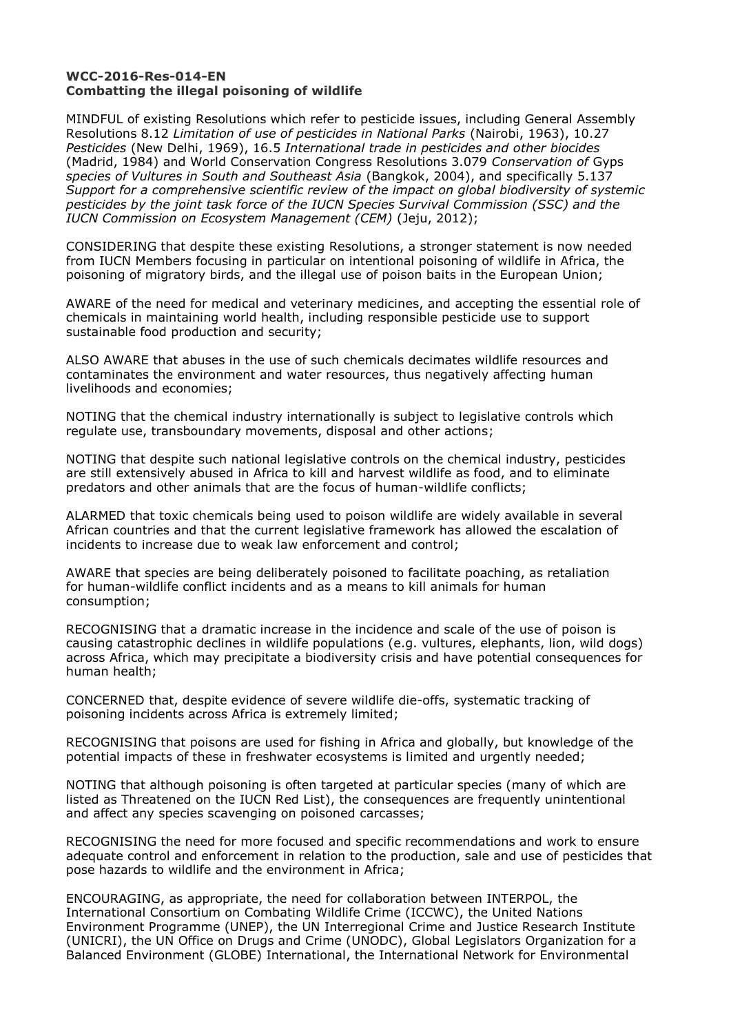**WCC-2016-Res-014-EN**
**Combatting the illegal poisoning of wildlife**

MINDFUL of existing Resolutions which refer to pesticide issues, including General Assembly Resolutions 8.12 *Limitation of use of pesticides in National Parks* (Nairobi, 1963), 10.27 *Pesticides* (New Delhi, 1969), 16.5 *International trade in pesticides and other biocides* (Madrid, 1984) and World Conservation Congress Resolutions 3.079 *Conservation of* Gyps *species of Vultures in South and Southeast Asia* (Bangkok, 2004), and specifically 5.137 *Support for a comprehensive scientific review of the impact on global biodiversity of systemic pesticides by the joint task force of the IUCN Species Survival Commission (SSC) and the IUCN Commission on Ecosystem Management (CEM)* (Jeju, 2012);

CONSIDERING that despite these existing Resolutions, a stronger statement is now needed from IUCN Members focusing in particular on intentional poisoning of wildlife in Africa, the poisoning of migratory birds, and the illegal use of poison baits in the European Union;

AWARE of the need for medical and veterinary medicines, and accepting the essential role of chemicals in maintaining world health, including responsible pesticide use to support sustainable food production and security;

ALSO AWARE that abuses in the use of such chemicals decimates wildlife resources and contaminates the environment and water resources, thus negatively affecting human livelihoods and economies;

NOTING that the chemical industry internationally is subject to legislative controls which regulate use, transboundary movements, disposal and other actions;

NOTING that despite such national legislative controls on the chemical industry, pesticides are still extensively abused in Africa to kill and harvest wildlife as food, and to eliminate predators and other animals that are the focus of human-wildlife conflicts;

ALARMED that toxic chemicals being used to poison wildlife are widely available in several African countries and that the current legislative framework has allowed the escalation of incidents to increase due to weak law enforcement and control;

AWARE that species are being deliberately poisoned to facilitate poaching, as retaliation for human-wildlife conflict incidents and as a means to kill animals for human consumption;

RECOGNISING that a dramatic increase in the incidence and scale of the use of poison is causing catastrophic declines in wildlife populations (e.g. vultures, elephants, lion, wild dogs) across Africa, which may precipitate a biodiversity crisis and have potential consequences for human health;

CONCERNED that, despite evidence of severe wildlife die-offs, systematic tracking of poisoning incidents across Africa is extremely limited;

RECOGNISING that poisons are used for fishing in Africa and globally, but knowledge of the potential impacts of these in freshwater ecosystems is limited and urgently needed;

NOTING that although poisoning is often targeted at particular species (many of which are listed as Threatened on the IUCN Red List), the consequences are frequently unintentional and affect any species scavenging on poisoned carcasses;

RECOGNISING the need for more focused and specific recommendations and work to ensure adequate control and enforcement in relation to the production, sale and use of pesticides that pose hazards to wildlife and the environment in Africa;

ENCOURAGING, as appropriate, the need for collaboration between INTERPOL, the International Consortium on Combating Wildlife Crime (ICCWC), the United Nations Environment Programme (UNEP), the UN Interregional Crime and Justice Research Institute (UNICRI), the UN Office on Drugs and Crime (UNODC), Global Legislators Organization for a Balanced Environment (GLOBE) International, the International Network for Environmental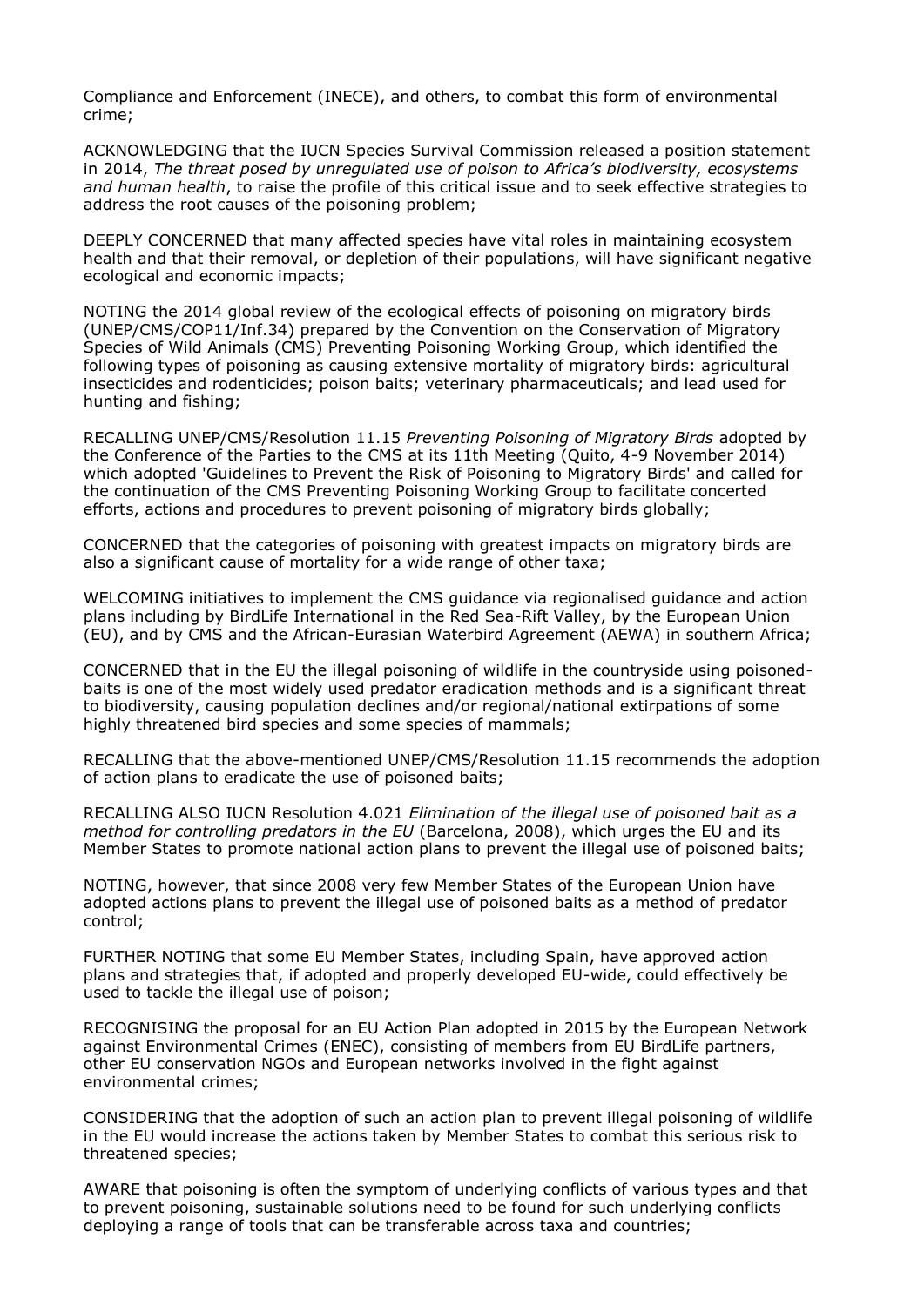Compliance and Enforcement (INECE), and others, to combat this form of environmental crime;

ACKNOWLEDGING that the IUCN Species Survival Commission released a position statement in 2014, *The threat posed by unregulated use of poison to Africa's biodiversity, ecosystems and human health*, to raise the profile of this critical issue and to seek effective strategies to address the root causes of the poisoning problem;

DEEPLY CONCERNED that many affected species have vital roles in maintaining ecosystem health and that their removal, or depletion of their populations, will have significant negative ecological and economic impacts;

NOTING the 2014 global review of the ecological effects of poisoning on migratory birds (UNEP/CMS/COP11/Inf.34) prepared by the Convention on the Conservation of Migratory Species of Wild Animals (CMS) Preventing Poisoning Working Group, which identified the following types of poisoning as causing extensive mortality of migratory birds: agricultural insecticides and rodenticides; poison baits; veterinary pharmaceuticals; and lead used for hunting and fishing;

RECALLING UNEP/CMS/Resolution 11.15 *Preventing Poisoning of Migratory Birds* adopted by the Conference of the Parties to the CMS at its 11th Meeting (Quito, 4-9 November 2014) which adopted 'Guidelines to Prevent the Risk of Poisoning to Migratory Birds' and called for the continuation of the CMS Preventing Poisoning Working Group to facilitate concerted efforts, actions and procedures to prevent poisoning of migratory birds globally;

CONCERNED that the categories of poisoning with greatest impacts on migratory birds are also a significant cause of mortality for a wide range of other taxa;

WELCOMING initiatives to implement the CMS guidance via regionalised guidance and action plans including by BirdLife International in the Red Sea-Rift Valley, by the European Union (EU), and by CMS and the African-Eurasian Waterbird Agreement (AEWA) in southern Africa;

CONCERNED that in the EU the illegal poisoning of wildlife in the countryside using poisoned-baits is one of the most widely used predator eradication methods and is a significant threat to biodiversity, causing population declines and/or regional/national extirpations of some highly threatened bird species and some species of mammals;

RECALLING that the above-mentioned UNEP/CMS/Resolution 11.15 recommends the adoption of action plans to eradicate the use of poisoned baits;

RECALLING ALSO IUCN Resolution 4.021 *Elimination of the illegal use of poisoned bait as a method for controlling predators in the EU* (Barcelona, 2008), which urges the EU and its Member States to promote national action plans to prevent the illegal use of poisoned baits;

NOTING, however, that since 2008 very few Member States of the European Union have adopted actions plans to prevent the illegal use of poisoned baits as a method of predator control;

FURTHER NOTING that some EU Member States, including Spain, have approved action plans and strategies that, if adopted and properly developed EU-wide, could effectively be used to tackle the illegal use of poison;

RECOGNISING the proposal for an EU Action Plan adopted in 2015 by the European Network against Environmental Crimes (ENEC), consisting of members from EU BirdLife partners, other EU conservation NGOs and European networks involved in the fight against environmental crimes;

CONSIDERING that the adoption of such an action plan to prevent illegal poisoning of wildlife in the EU would increase the actions taken by Member States to combat this serious risk to threatened species;

AWARE that poisoning is often the symptom of underlying conflicts of various types and that to prevent poisoning, sustainable solutions need to be found for such underlying conflicts deploying a range of tools that can be transferable across taxa and countries;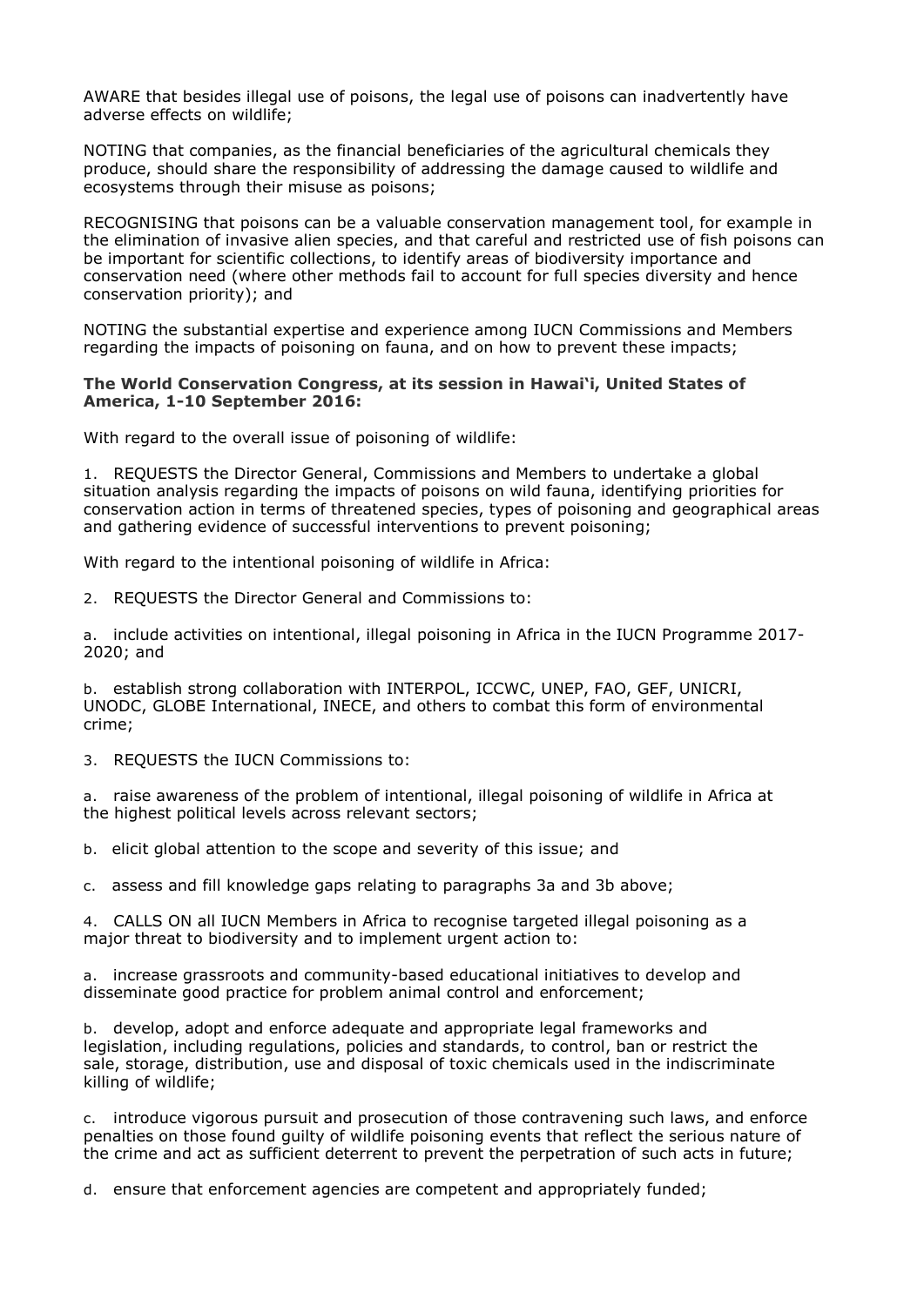AWARE that besides illegal use of poisons, the legal use of poisons can inadvertently have adverse effects on wildlife;

NOTING that companies, as the financial beneficiaries of the agricultural chemicals they produce, should share the responsibility of addressing the damage caused to wildlife and ecosystems through their misuse as poisons;

RECOGNISING that poisons can be a valuable conservation management tool, for example in the elimination of invasive alien species, and that careful and restricted use of fish poisons can be important for scientific collections, to identify areas of biodiversity importance and conservation need (where other methods fail to account for full species diversity and hence conservation priority); and

NOTING the substantial expertise and experience among IUCN Commissions and Members regarding the impacts of poisoning on fauna, and on how to prevent these impacts;

**The World Conservation Congress, at its session in Hawai'i, United States of America, 1-10 September 2016:**

With regard to the overall issue of poisoning of wildlife:

1. REQUESTS the Director General, Commissions and Members to undertake a global situation analysis regarding the impacts of poisons on wild fauna, identifying priorities for conservation action in terms of threatened species, types of poisoning and geographical areas and gathering evidence of successful interventions to prevent poisoning;

With regard to the intentional poisoning of wildlife in Africa:

2. REQUESTS the Director General and Commissions to:

a. include activities on intentional, illegal poisoning in Africa in the IUCN Programme 2017-2020; and

b. establish strong collaboration with INTERPOL, ICCWC, UNEP, FAO, GEF, UNICRI, UNODC, GLOBE International, INECE, and others to combat this form of environmental crime;

3. REQUESTS the IUCN Commissions to:

a. raise awareness of the problem of intentional, illegal poisoning of wildlife in Africa at the highest political levels across relevant sectors;

b. elicit global attention to the scope and severity of this issue; and

c. assess and fill knowledge gaps relating to paragraphs 3a and 3b above;

4. CALLS ON all IUCN Members in Africa to recognise targeted illegal poisoning as a major threat to biodiversity and to implement urgent action to:

a. increase grassroots and community-based educational initiatives to develop and disseminate good practice for problem animal control and enforcement;

b. develop, adopt and enforce adequate and appropriate legal frameworks and legislation, including regulations, policies and standards, to control, ban or restrict the sale, storage, distribution, use and disposal of toxic chemicals used in the indiscriminate killing of wildlife;

c. introduce vigorous pursuit and prosecution of those contravening such laws, and enforce penalties on those found guilty of wildlife poisoning events that reflect the serious nature of the crime and act as sufficient deterrent to prevent the perpetration of such acts in future;

d. ensure that enforcement agencies are competent and appropriately funded;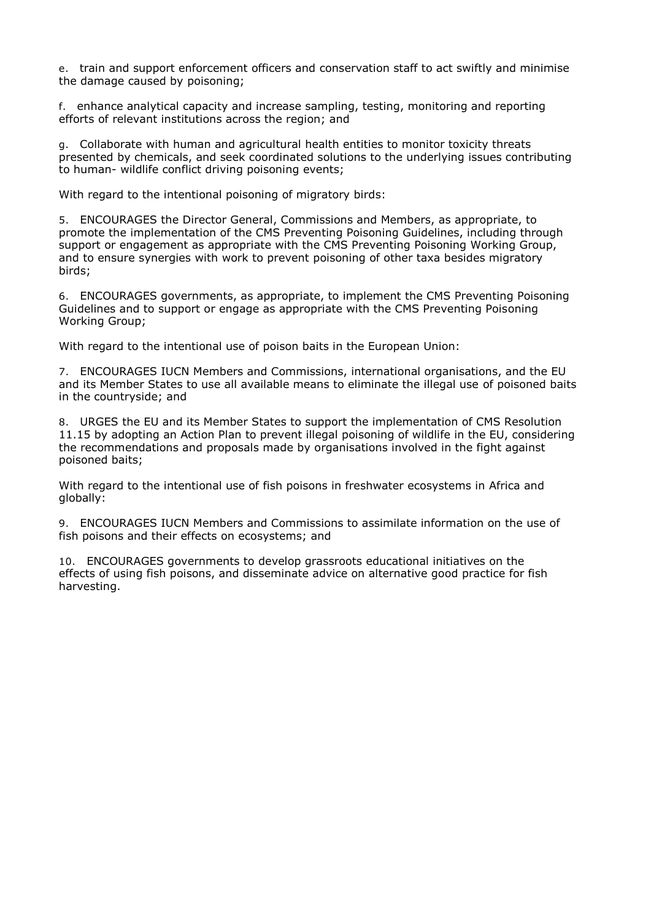e. train and support enforcement officers and conservation staff to act swiftly and minimise the damage caused by poisoning;

f. enhance analytical capacity and increase sampling, testing, monitoring and reporting efforts of relevant institutions across the region; and

g. Collaborate with human and agricultural health entities to monitor toxicity threats presented by chemicals, and seek coordinated solutions to the underlying issues contributing to human- wildlife conflict driving poisoning events;

With regard to the intentional poisoning of migratory birds:

5. ENCOURAGES the Director General, Commissions and Members, as appropriate, to promote the implementation of the CMS Preventing Poisoning Guidelines, including through support or engagement as appropriate with the CMS Preventing Poisoning Working Group, and to ensure synergies with work to prevent poisoning of other taxa besides migratory birds;

6. ENCOURAGES governments, as appropriate, to implement the CMS Preventing Poisoning Guidelines and to support or engage as appropriate with the CMS Preventing Poisoning Working Group;

With regard to the intentional use of poison baits in the European Union:

7. ENCOURAGES IUCN Members and Commissions, international organisations, and the EU and its Member States to use all available means to eliminate the illegal use of poisoned baits in the countryside; and

8. URGES the EU and its Member States to support the implementation of CMS Resolution 11.15 by adopting an Action Plan to prevent illegal poisoning of wildlife in the EU, considering the recommendations and proposals made by organisations involved in the fight against poisoned baits;

With regard to the intentional use of fish poisons in freshwater ecosystems in Africa and globally:

9. ENCOURAGES IUCN Members and Commissions to assimilate information on the use of fish poisons and their effects on ecosystems; and

10. ENCOURAGES governments to develop grassroots educational initiatives on the effects of using fish poisons, and disseminate advice on alternative good practice for fish harvesting.